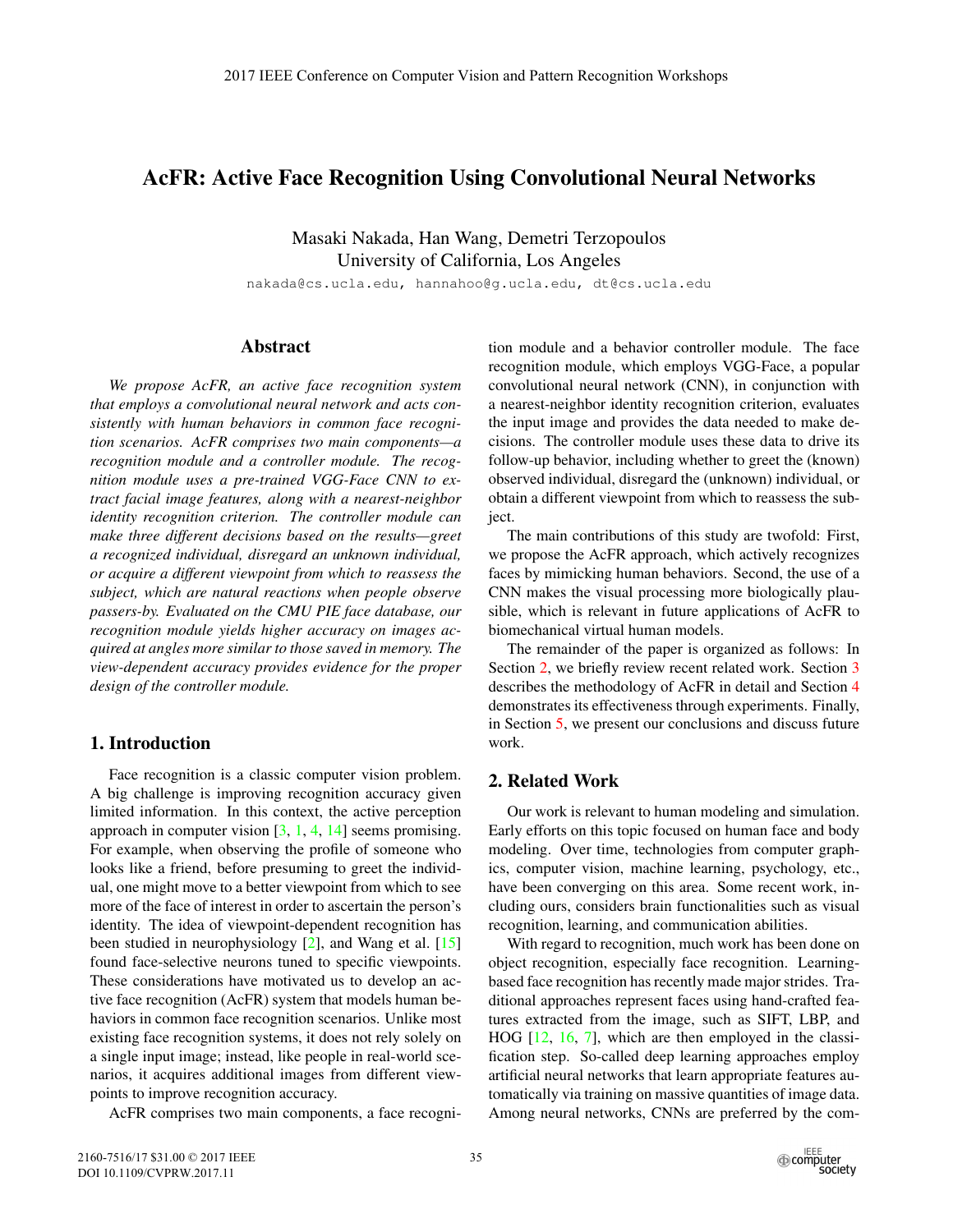# AcFR: Active Face Recognition Using Convolutional Neural Networks

Masaki Nakada, Han Wang, Demetri Terzopoulos
University of California, Los Angeles

nakada@cs.ucla.edu, hannahoo@g.ucla.edu, dt@cs.ucla.edu

## Abstract

*We propose AcFR, an active face recognition system that employs a convolutional neural network and acts consistently with human behaviors in common face recognition scenarios. AcFR comprises two main components—a recognition module and a controller module. The recognition module uses a pre-trained VGG-Face CNN to extract facial image features, along with a nearest-neighbor identity recognition criterion. The controller module can make three different decisions based on the results—greet a recognized individual, disregard an unknown individual, or acquire a different viewpoint from which to reassess the subject, which are natural reactions when people observe passers-by. Evaluated on the CMU PIE face database, our recognition module yields higher accuracy on images acquired at angles more similar to those saved in memory. The view-dependent accuracy provides evidence for the proper design of the controller module.*

## 1. Introduction

Face recognition is a classic computer vision problem. A big challenge is improving recognition accuracy given limited information. In this context, the active perception approach in computer vision [3, 1, 4, 14] seems promising. For example, when observing the profile of someone who looks like a friend, before presuming to greet the individual, one might move to a better viewpoint from which to see more of the face of interest in order to ascertain the person's identity. The idea of viewpoint-dependent recognition has been studied in neurophysiology [2], and Wang et al. [15] found face-selective neurons tuned to specific viewpoints. These considerations have motivated us to develop an active face recognition (AcFR) system that models human behaviors in common face recognition scenarios. Unlike most existing face recognition systems, it does not rely solely on a single input image; instead, like people in real-world scenarios, it acquires additional images from different viewpoints to improve recognition accuracy.

AcFR comprises two main components, a face recognition module and a behavior controller module. The face recognition module, which employs VGG-Face, a popular convolutional neural network (CNN), in conjunction with a nearest-neighbor identity recognition criterion, evaluates the input image and provides the data needed to make decisions. The controller module uses these data to drive its follow-up behavior, including whether to greet the (known) observed individual, disregard the (unknown) individual, or obtain a different viewpoint from which to reassess the subject.

The main contributions of this study are twofold: First, we propose the AcFR approach, which actively recognizes faces by mimicking human behaviors. Second, the use of a CNN makes the visual processing more biologically plausible, which is relevant in future applications of AcFR to biomechanical virtual human models.

The remainder of the paper is organized as follows: In Section 2, we briefly review recent related work. Section 3 describes the methodology of AcFR in detail and Section 4 demonstrates its effectiveness through experiments. Finally, in Section 5, we present our conclusions and discuss future work.

## 2. Related Work

Our work is relevant to human modeling and simulation. Early efforts on this topic focused on human face and body modeling. Over time, technologies from computer graphics, computer vision, machine learning, psychology, etc., have been converging on this area. Some recent work, including ours, considers brain functionalities such as visual recognition, learning, and communication abilities.

With regard to recognition, much work has been done on object recognition, especially face recognition. Learning-based face recognition has recently made major strides. Traditional approaches represent faces using hand-crafted features extracted from the image, such as SIFT, LBP, and HOG [12, 16, 7], which are then employed in the classification step. So-called deep learning approaches employ artificial neural networks that learn appropriate features automatically via training on massive quantities of image data. Among neural networks, CNNs are preferred by the com-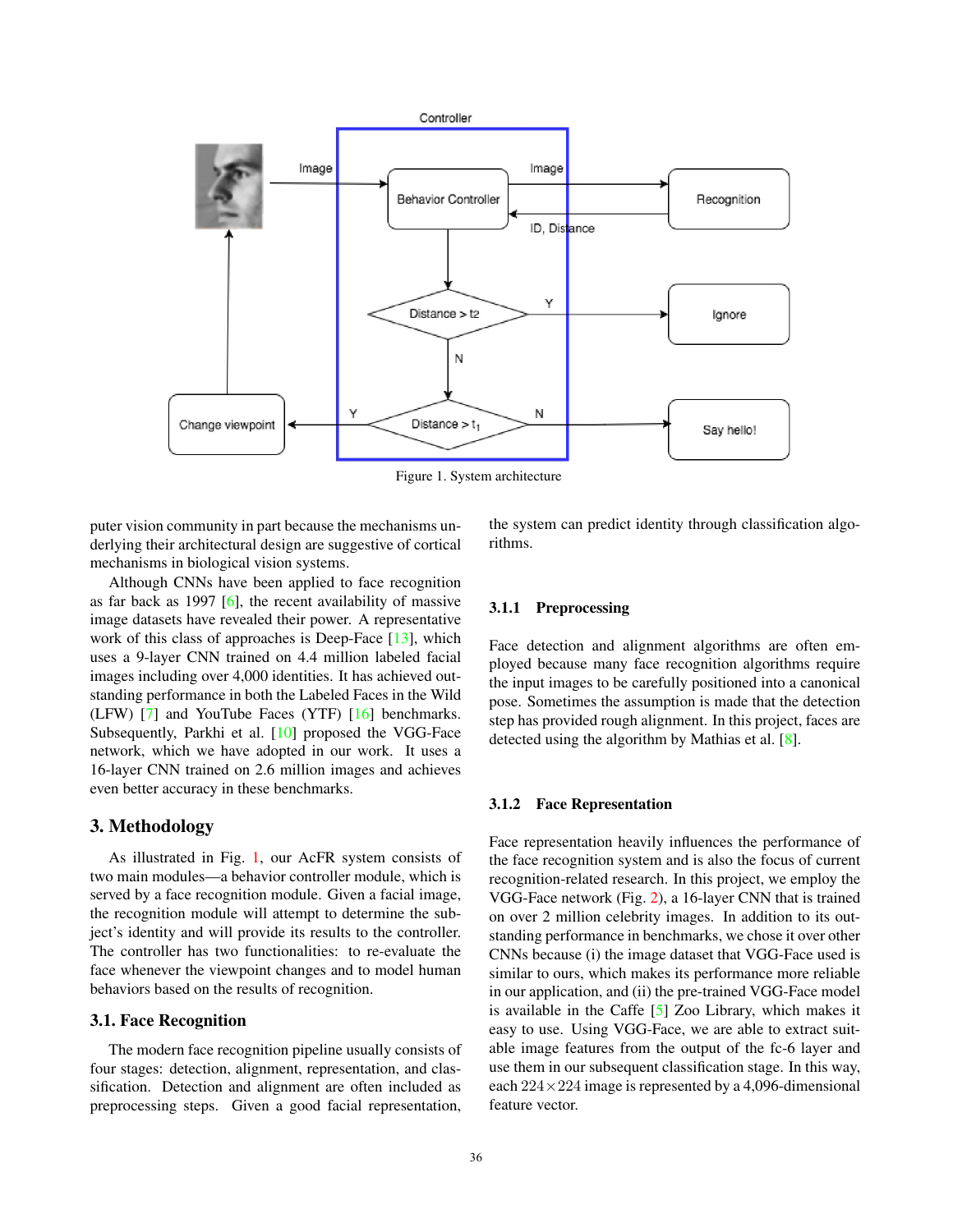Figure 1. System architecture

puter vision community in part because the mechanisms underlying their architectural design are suggestive of cortical mechanisms in biological vision systems.

Although CNNs have been applied to face recognition as far back as 1997 [6], the recent availability of massive image datasets have revealed their power. A representative work of this class of approaches is Deep-Face [13], which uses a 9-layer CNN trained on 4.4 million labeled facial images including over 4,000 identities. It has achieved outstanding performance in both the Labeled Faces in the Wild (LFW) [7] and YouTube Faces (YTF) [16] benchmarks. Subsequently, Parkhi et al. [10] proposed the VGG-Face network, which we have adopted in our work. It uses a 16-layer CNN trained on 2.6 million images and achieves even better accuracy in these benchmarks.

## 3. Methodology

As illustrated in Fig. 1, our AcFR system consists of two main modules—a behavior controller module, which is served by a face recognition module. Given a facial image, the recognition module will attempt to determine the subject's identity and will provide its results to the controller. The controller has two functionalities: to re-evaluate the face whenever the viewpoint changes and to model human behaviors based on the results of recognition.

### 3.1. Face Recognition

The modern face recognition pipeline usually consists of four stages: detection, alignment, representation, and classification. Detection and alignment are often included as preprocessing steps. Given a good facial representation, the system can predict identity through classification algorithms.

#### 3.1.1 Preprocessing

Face detection and alignment algorithms are often employed because many face recognition algorithms require the input images to be carefully positioned into a canonical pose. Sometimes the assumption is made that the detection step has provided rough alignment. In this project, faces are detected using the algorithm by Mathias et al. [8].

#### 3.1.2 Face Representation

Face representation heavily influences the performance of the face recognition system and is also the focus of current recognition-related research. In this project, we employ the VGG-Face network (Fig. 2), a 16-layer CNN that is trained on over 2 million celebrity images. In addition to its outstanding performance in benchmarks, we chose it over other CNNs because (i) the image dataset that VGG-Face used is similar to ours, which makes its performance more reliable in our application, and (ii) the pre-trained VGG-Face model is available in the Caffe [5] Zoo Library, which makes it easy to use. Using VGG-Face, we are able to extract suitable image features from the output of the fc-6 layer and use them in our subsequent classification stage. In this way, each $224 \times 224$ image is represented by a 4,096-dimensional feature vector.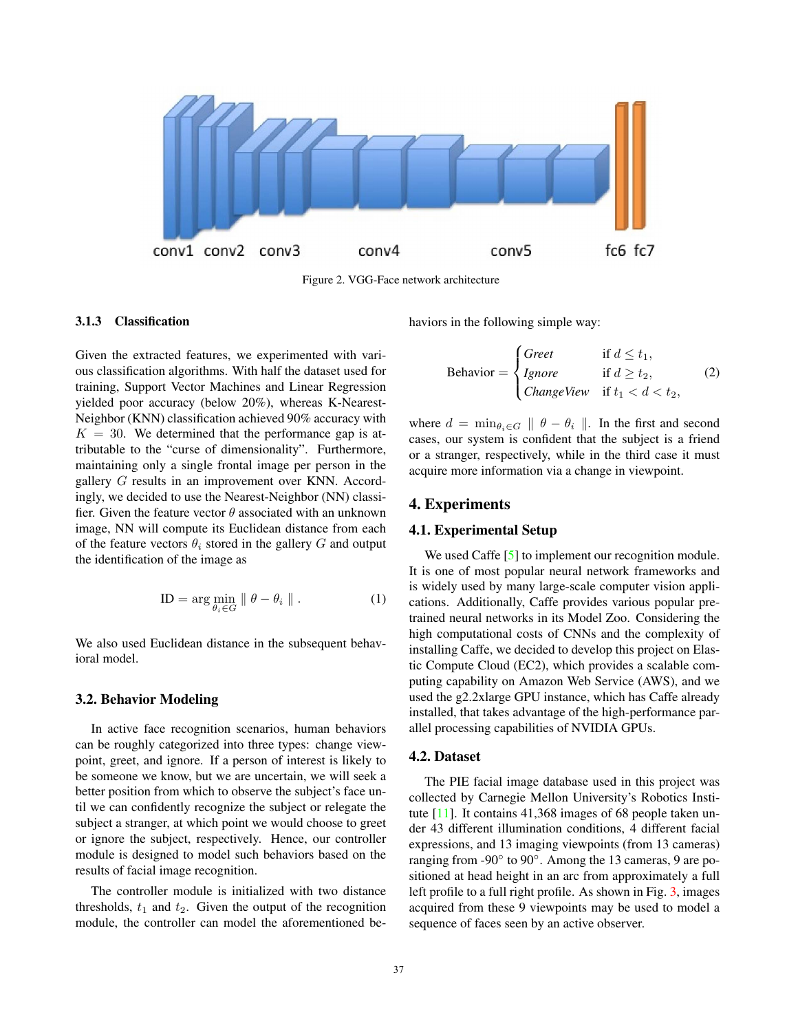Figure 2. VGG-Face network architecture

#### 3.1.3 Classification

Given the extracted features, we experimented with various classification algorithms. With half the dataset used for training, Support Vector Machines and Linear Regression yielded poor accuracy (below 20%), whereas K-Nearest-Neighbor (KNN) classification achieved 90% accuracy with $K = 30$. We determined that the performance gap is attributable to the "curse of dimensionality". Furthermore, maintaining only a single frontal image per person in the gallery $G$ results in an improvement over KNN. Accordingly, we decided to use the Nearest-Neighbor (NN) classifier. Given the feature vector $\theta$ associated with an unknown image, NN will compute its Euclidean distance from each of the feature vectors $\theta_i$ stored in the gallery $G$ and output the identification of the image as

$$\text{ID} = \arg\min_{\theta_i \in G} \parallel \theta - \theta_i \parallel . \tag{1}$$

We also used Euclidean distance in the subsequent behavioral model.

### 3.2. Behavior Modeling

In active face recognition scenarios, human behaviors can be roughly categorized into three types: change viewpoint, greet, and ignore. If a person of interest is likely to be someone we know, but we are uncertain, we will seek a better position from which to observe the subject's face until we can confidently recognize the subject or relegate the subject a stranger, at which point we would choose to greet or ignore the subject, respectively. Hence, our controller module is designed to model such behaviors based on the results of facial image recognition.

The controller module is initialized with two distance thresholds, $t_1$ and $t_2$. Given the output of the recognition module, the controller can model the aforementioned behaviors in the following simple way:

$$\text{Behavior} = \begin{cases} \textit{Greet} & \text{if } d \leq t_1, \\ \textit{Ignore} & \text{if } d \geq t_2, \\ \textit{ChangeView} & \text{if } t_1 < d < t_2, \end{cases} \tag{2}$$

where $d = \min_{\theta_i \in G} \parallel \theta - \theta_i \parallel$. In the first and second cases, our system is confident that the subject is a friend or a stranger, respectively, while in the third case it must acquire more information via a change in viewpoint.

## 4. Experiments

### 4.1. Experimental Setup

We used Caffe [5] to implement our recognition module. It is one of most popular neural network frameworks and is widely used by many large-scale computer vision applications. Additionally, Caffe provides various popular pretrained neural networks in its Model Zoo. Considering the high computational costs of CNNs and the complexity of installing Caffe, we decided to develop this project on Elastic Compute Cloud (EC2), which provides a scalable computing capability on Amazon Web Service (AWS), and we used the g2.2xlarge GPU instance, which has Caffe already installed, that takes advantage of the high-performance parallel processing capabilities of NVIDIA GPUs.

### 4.2. Dataset

The PIE facial image database used in this project was collected by Carnegie Mellon University's Robotics Institute [11]. It contains 41,368 images of 68 people taken under 43 different illumination conditions, 4 different facial expressions, and 13 imaging viewpoints (from 13 cameras) ranging from -90° to 90°. Among the 13 cameras, 9 are positioned at head height in an arc from approximately a full left profile to a full right profile. As shown in Fig. 3, images acquired from these 9 viewpoints may be used to model a sequence of faces seen by an active observer.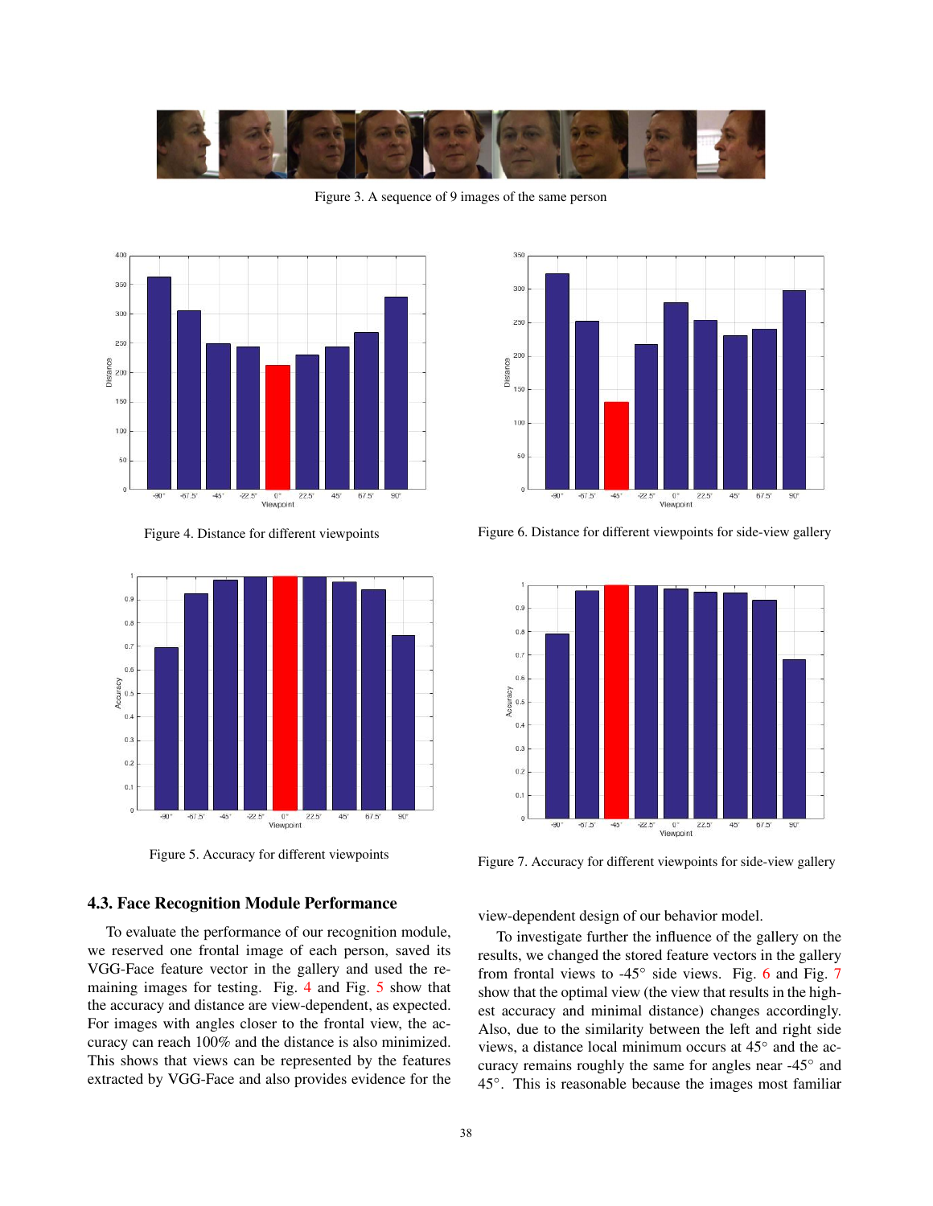Figure 3. A sequence of 9 images of the same person

Figure 4. Distance for different viewpoints

Figure 6. Distance for different viewpoints for side-view gallery

Figure 5. Accuracy for different viewpoints

Figure 7. Accuracy for different viewpoints for side-view gallery

### 4.3. Face Recognition Module Performance

To evaluate the performance of our recognition module, we reserved one frontal image of each person, saved its VGG-Face feature vector in the gallery and used the remaining images for testing. Fig. 4 and Fig. 5 show that the accuracy and distance are view-dependent, as expected. For images with angles closer to the frontal view, the accuracy can reach 100% and the distance is also minimized. This shows that views can be represented by the features extracted by VGG-Face and also provides evidence for the view-dependent design of our behavior model.

To investigate further the influence of the gallery on the results, we changed the stored feature vectors in the gallery from frontal views to -45° side views. Fig. 6 and Fig. 7 show that the optimal view (the view that results in the highest accuracy and minimal distance) changes accordingly. Also, due to the similarity between the left and right side views, a distance local minimum occurs at 45° and the accuracy remains roughly the same for angles near -45° and 45°. This is reasonable because the images most familiar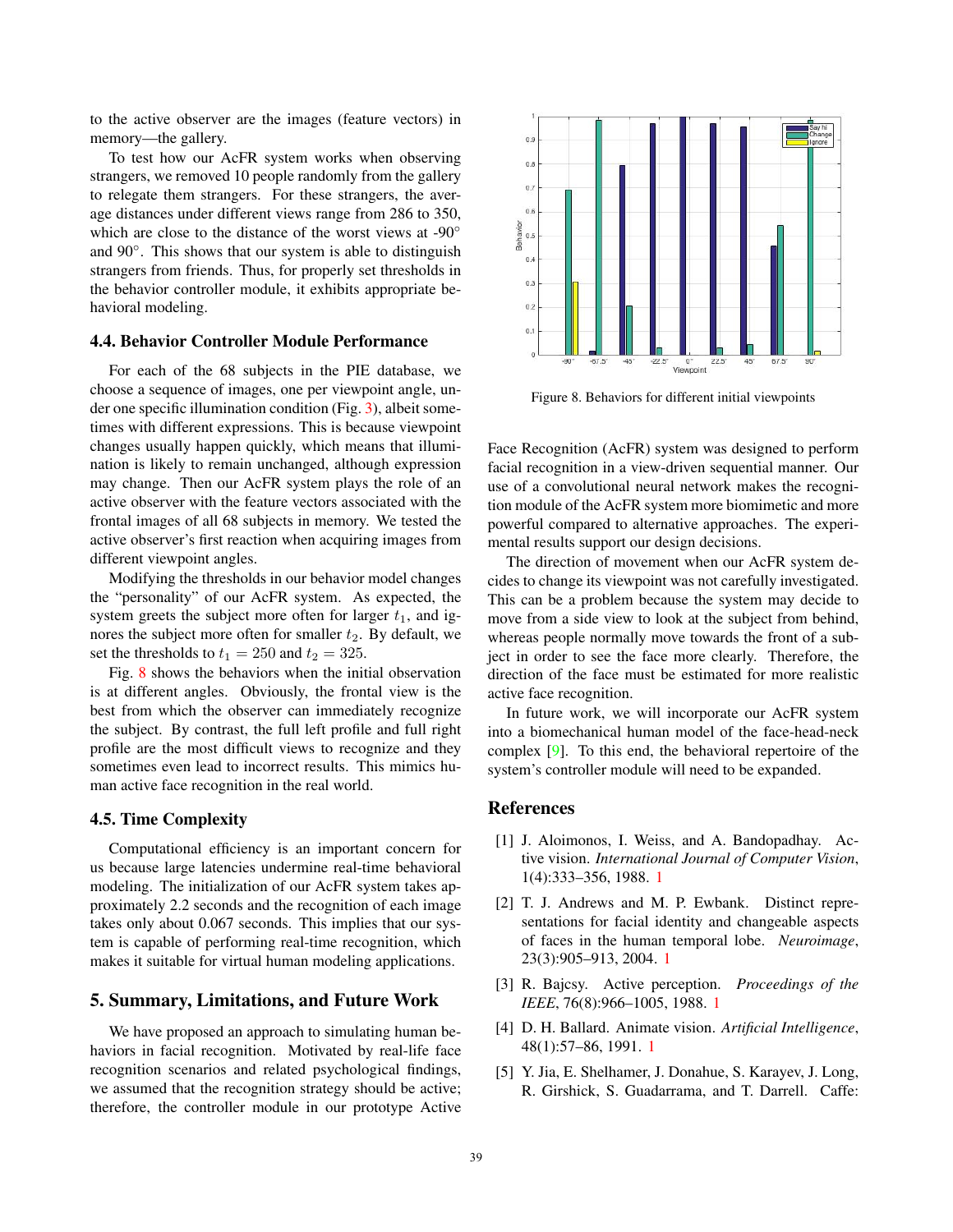to the active observer are the images (feature vectors) in memory—the gallery.

To test how our AcFR system works when observing strangers, we removed 10 people randomly from the gallery to relegate them strangers. For these strangers, the average distances under different views range from 286 to 350, which are close to the distance of the worst views at -90° and 90°. This shows that our system is able to distinguish strangers from friends. Thus, for properly set thresholds in the behavior controller module, it exhibits appropriate behavioral modeling.

### 4.4. Behavior Controller Module Performance

For each of the 68 subjects in the PIE database, we choose a sequence of images, one per viewpoint angle, under one specific illumination condition (Fig. 3), albeit sometimes with different expressions. This is because viewpoint changes usually happen quickly, which means that illumination is likely to remain unchanged, although expression may change. Then our AcFR system plays the role of an active observer with the feature vectors associated with the frontal images of all 68 subjects in memory. We tested the active observer's first reaction when acquiring images from different viewpoint angles.

Modifying the thresholds in our behavior model changes the "personality" of our AcFR system. As expected, the system greets the subject more often for larger $t_1$, and ignores the subject more often for smaller $t_2$. By default, we set the thresholds to $t_1 = 250$ and $t_2 = 325$.

Fig. 8 shows the behaviors when the initial observation is at different angles. Obviously, the frontal view is the best from which the observer can immediately recognize the subject. By contrast, the full left profile and full right profile are the most difficult views to recognize and they sometimes even lead to incorrect results. This mimics human active face recognition in the real world.

### 4.5. Time Complexity

Computational efficiency is an important concern for us because large latencies undermine real-time behavioral modeling. The initialization of our AcFR system takes approximately 2.2 seconds and the recognition of each image takes only about 0.067 seconds. This implies that our system is capable of performing real-time recognition, which makes it suitable for virtual human modeling applications.

## 5. Summary, Limitations, and Future Work

We have proposed an approach to simulating human behaviors in facial recognition. Motivated by real-life face recognition scenarios and related psychological findings, we assumed that the recognition strategy should be active; therefore, the controller module in our prototype Active Face Recognition (AcFR) system was designed to perform facial recognition in a view-driven sequential manner. Our use of a convolutional neural network makes the recognition module of the AcFR system more biomimetic and more powerful compared to alternative approaches. The experimental results support our design decisions.

Figure 8. Behaviors for different initial viewpoints

The direction of movement when our AcFR system decides to change its viewpoint was not carefully investigated. This can be a problem because the system may decide to move from a side view to look at the subject from behind, whereas people normally move towards the front of a subject in order to see the face more clearly. Therefore, the direction of the face must be estimated for more realistic active face recognition.

In future work, we will incorporate our AcFR system into a biomechanical human model of the face-head-neck complex [9]. To this end, the behavioral repertoire of the system's controller module will need to be expanded.

## References

[1] J. Aloimonos, I. Weiss, and A. Bandopadhay. Active vision. *International Journal of Computer Vision*, 1(4):333–356, 1988. 1

[2] T. J. Andrews and M. P. Ewbank. Distinct representations for facial identity and changeable aspects of faces in the human temporal lobe. *Neuroimage*, 23(3):905–913, 2004. 1

[3] R. Bajcsy. Active perception. *Proceedings of the IEEE*, 76(8):966–1005, 1988. 1

[4] D. H. Ballard. Animate vision. *Artificial Intelligence*, 48(1):57–86, 1991. 1

[5] Y. Jia, E. Shelhamer, J. Donahue, S. Karayev, J. Long, R. Girshick, S. Guadarrama, and T. Darrell. Caffe: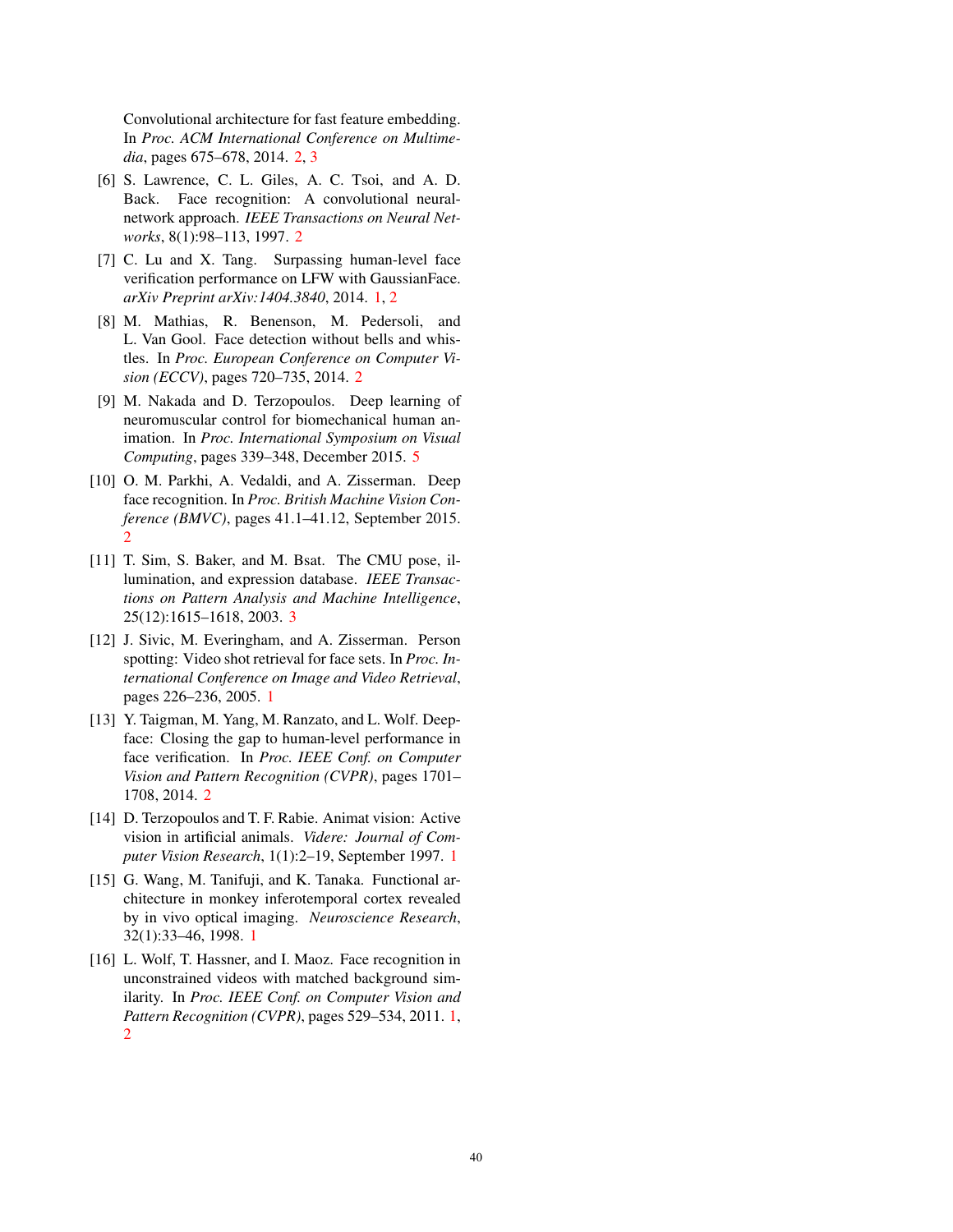Convolutional architecture for fast feature embedding. In *Proc. ACM International Conference on Multimedia*, pages 675–678, 2014. 2, 3

[6] S. Lawrence, C. L. Giles, A. C. Tsoi, and A. D. Back. Face recognition: A convolutional neural-network approach. *IEEE Transactions on Neural Networks*, 8(1):98–113, 1997. 2

[7] C. Lu and X. Tang. Surpassing human-level face verification performance on LFW with GaussianFace. *arXiv Preprint arXiv:1404.3840*, 2014. 1, 2

[8] M. Mathias, R. Benenson, M. Pedersoli, and L. Van Gool. Face detection without bells and whistles. In *Proc. European Conference on Computer Vision (ECCV)*, pages 720–735, 2014. 2

[9] M. Nakada and D. Terzopoulos. Deep learning of neuromuscular control for biomechanical human animation. In *Proc. International Symposium on Visual Computing*, pages 339–348, December 2015. 5

[10] O. M. Parkhi, A. Vedaldi, and A. Zisserman. Deep face recognition. In *Proc. British Machine Vision Conference (BMVC)*, pages 41.1–41.12, September 2015. 2

[11] T. Sim, S. Baker, and M. Bsat. The CMU pose, illumination, and expression database. *IEEE Transactions on Pattern Analysis and Machine Intelligence*, 25(12):1615–1618, 2003. 3

[12] J. Sivic, M. Everingham, and A. Zisserman. Person spotting: Video shot retrieval for face sets. In *Proc. International Conference on Image and Video Retrieval*, pages 226–236, 2005. 1

[13] Y. Taigman, M. Yang, M. Ranzato, and L. Wolf. Deepface: Closing the gap to human-level performance in face verification. In *Proc. IEEE Conf. on Computer Vision and Pattern Recognition (CVPR)*, pages 1701–1708, 2014. 2

[14] D. Terzopoulos and T. F. Rabie. Animat vision: Active vision in artificial animals. *Videre: Journal of Computer Vision Research*, 1(1):2–19, September 1997. 1

[15] G. Wang, M. Tanifuji, and K. Tanaka. Functional architecture in monkey inferotemporal cortex revealed by in vivo optical imaging. *Neuroscience Research*, 32(1):33–46, 1998. 1

[16] L. Wolf, T. Hassner, and I. Maoz. Face recognition in unconstrained videos with matched background similarity. In *Proc. IEEE Conf. on Computer Vision and Pattern Recognition (CVPR)*, pages 529–534, 2011. 1, 2